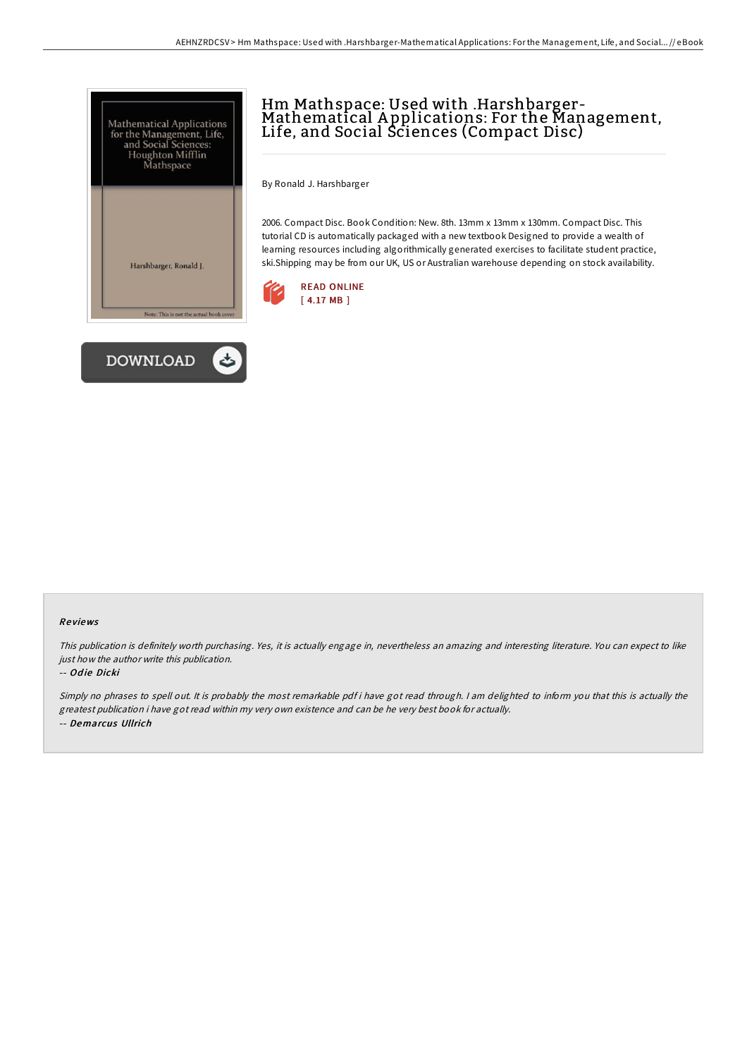# Hm Mathspace: Used with .Harshbarger-Mathematical Applications: For the Management, Life, and Social Sciences (Compact Disc)

By Ronald J. Harshbarger

2006. Compact Disc. Book Condition: New. 8th. 13mm x 13mm x 130mm. Compact Disc. This tutorial CD is automatically packaged with a new textbook Designed to provide a wealth of learning resources including algorithmically generated exercises to facilitate student practice, ski.Shipping may be from our UK, US or Australian warehouse depending on stock availability.

READ ONLINE
[ 4.17 MB ]

DOWNLOAD

### Reviews

*This publication is definitely worth purchasing. Yes, it is actually engage in, nevertheless an amazing and interesting literature. You can expect to like just how the author write this publication.*

-- ***Odie Dicki***

*Simply no phrases to spell out. It is probably the most remarkable pdf i have got read through. I am delighted to inform you that this is actually the greatest publication i have got read within my very own existence and can be he very best book for actually.*

-- ***Demarcus Ullrich***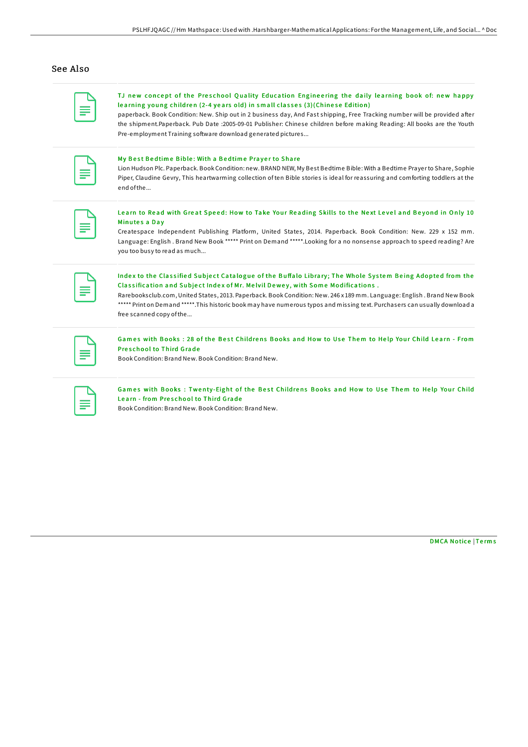## See Also

### TJ new concept of the Preschool Quality Education Engineering the daily learning book of: new happy learning young children (2-4 years old) in small classes (3)(Chinese Edition)

paperback. Book Condition: New. Ship out in 2 business day, And Fast shipping, Free Tracking number will be provided after the shipment.Paperback. Pub Date :2005-09-01 Publisher: Chinese children before making Reading: All books are the Youth Pre-employment Training software download generated pictures...

### My Best Bedtime Bible: With a Bedtime Prayer to Share

Lion Hudson Plc. Paperback. Book Condition: new. BRAND NEW, My Best Bedtime Bible: With a Bedtime Prayer to Share, Sophie Piper, Claudine Gevry, This heartwarming collection of ten Bible stories is ideal for reassuring and comforting toddlers at the end of the...

### Learn to Read with Great Speed: How to Take Your Reading Skills to the Next Level and Beyond in Only 10 Minutes a Day

Createspace Independent Publishing Platform, United States, 2014. Paperback. Book Condition: New. 229 x 152 mm. Language: English . Brand New Book ***** Print on Demand *****.Looking for a no nonsense approach to speed reading? Are you too busy to read as much...

### Index to the Classified Subject Catalogue of the Buffalo Library; The Whole System Being Adopted from the Classification and Subject Index of Mr. Melvil Dewey, with Some Modifications .

Rarebooksclub.com, United States, 2013. Paperback. Book Condition: New. 246 x 189 mm. Language: English . Brand New Book ***** Print on Demand *****.This historic book may have numerous typos and missing text. Purchasers can usually download a free scanned copy of the...

### Games with Books : 28 of the Best Childrens Books and How to Use Them to Help Your Child Learn - From Preschool to Third Grade

Book Condition: Brand New. Book Condition: Brand New.

### Games with Books : Twenty-Eight of the Best Childrens Books and How to Use Them to Help Your Child Learn - from Preschool to Third Grade

Book Condition: Brand New. Book Condition: Brand New.